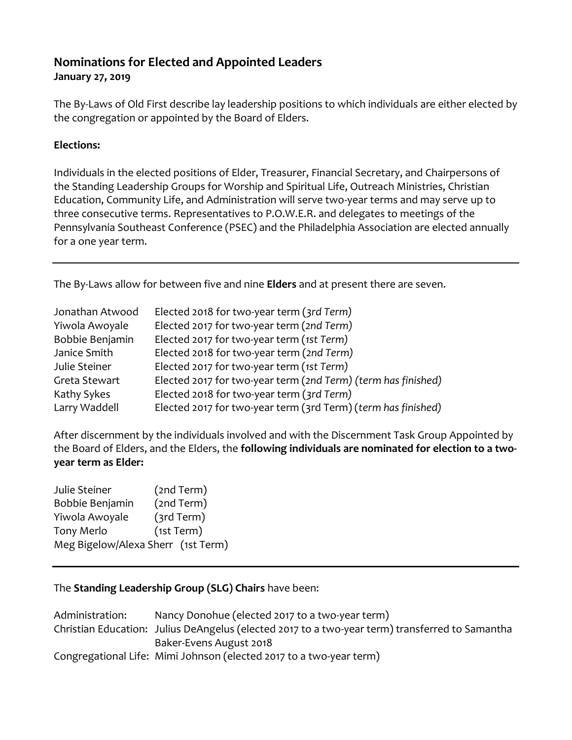## Nominations for Elected and Appointed Leaders

**January 27, 2019**

The By-Laws of Old First describe lay leadership positions to which individuals are either elected by the congregation or appointed by the Board of Elders.

**Elections:**

Individuals in the elected positions of Elder, Treasurer, Financial Secretary, and Chairpersons of the Standing Leadership Groups for Worship and Spiritual Life, Outreach Ministries, Christian Education, Community Life, and Administration will serve two-year terms and may serve up to three consecutive terms. Representatives to P.O.W.E.R. and delegates to meetings of the Pennsylvania Southeast Conference (PSEC) and the Philadelphia Association are elected annually for a one year term.

---

The By-Laws allow for between five and nine **Elders** and at present there are seven.

| | |
|---|---|
| Jonathan Atwood | Elected 2018 for two-year term (*3rd Term)* |
| Yiwola Awoyale | Elected 2017 for two-year term (*2nd Term)* |
| Bobbie Benjamin | Elected 2017 for two-year term (*1st Term)* |
| Janice Smith | Elected 2018 for two-year term (*2nd Term)* |
| Julie Steiner | Elected 2017 for two-year term (*1st Term)* |
| Greta Stewart | Elected 2017 for two-year term (*2nd Term) (term has finished)* |
| Kathy Sykes | Elected 2018 for two-year term (*3rd Term)* |
| Larry Waddell | Elected 2017 for two-year term (3rd Term) (*term has finished)* |

After discernment by the individuals involved and with the Discernment Task Group Appointed by the Board of Elders, and the Elders, the **following individuals are nominated for election to a two-year term as Elder:**

| | |
|---|---|
| Julie Steiner | (2nd Term) |
| Bobbie Benjamin | (2nd Term) |
| Yiwola Awoyale | (3rd Term) |
| Tony Merlo | (1st Term) |
| Meg Bigelow/Alexa Sherr | (1st Term) |

---

The **Standing Leadership Group (SLG) Chairs** have been:

| | |
|---|---|
| Administration: | Nancy Donohue (elected 2017 to a two-year term) |
| Christian Education: | Julius DeAngelus (elected 2017 to a two-year term) transferred to Samantha Baker-Evens August 2018 |
| Congregational Life: | Mimi Johnson (elected 2017 to a two-year term) |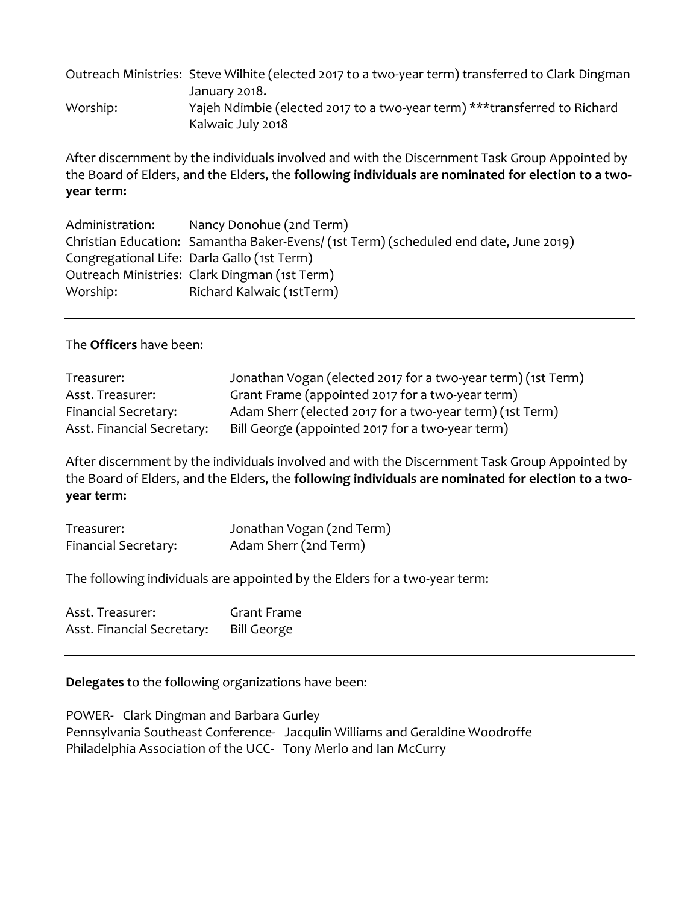Outreach Ministries: Steve Wilhite (elected 2017 to a two-year term) transferred to Clark Dingman January 2018.
Worship: Yajeh Ndimbie (elected 2017 to a two-year term) ***transferred to Richard Kalwaic July 2018

After discernment by the individuals involved and with the Discernment Task Group Appointed by the Board of Elders, and the Elders, the **following individuals are nominated for election to a two-year term:**

| | |
|---|---|
| Administration: | Nancy Donohue (2nd Term) |
| Christian Education: | Samantha Baker-Evens/ (1st Term) (scheduled end date, June 2019) |
| Congregational Life: | Darla Gallo (1st Term) |
| Outreach Ministries: | Clark Dingman (1st Term) |
| Worship: | Richard Kalwaic (1stTerm) |

---

The **Officers** have been:

| | |
|---|---|
| Treasurer: | Jonathan Vogan (elected 2017 for a two-year term) (1st Term) |
| Asst. Treasurer: | Grant Frame (appointed 2017 for a two-year term) |
| Financial Secretary: | Adam Sherr (elected 2017 for a two-year term) (1st Term) |
| Asst. Financial Secretary: | Bill George (appointed 2017 for a two-year term) |

After discernment by the individuals involved and with the Discernment Task Group Appointed by the Board of Elders, and the Elders, the **following individuals are nominated for election to a two-year term:**

| | |
|---|---|
| Treasurer: | Jonathan Vogan (2nd Term) |
| Financial Secretary: | Adam Sherr (2nd Term) |

The following individuals are appointed by the Elders for a two-year term:

| | |
|---|---|
| Asst. Treasurer: | Grant Frame |
| Asst. Financial Secretary: | Bill George |

---

**Delegates** to the following organizations have been:

POWER- Clark Dingman and Barbara Gurley
Pennsylvania Southeast Conference- Jacqulin Williams and Geraldine Woodroffe
Philadelphia Association of the UCC- Tony Merlo and Ian McCurry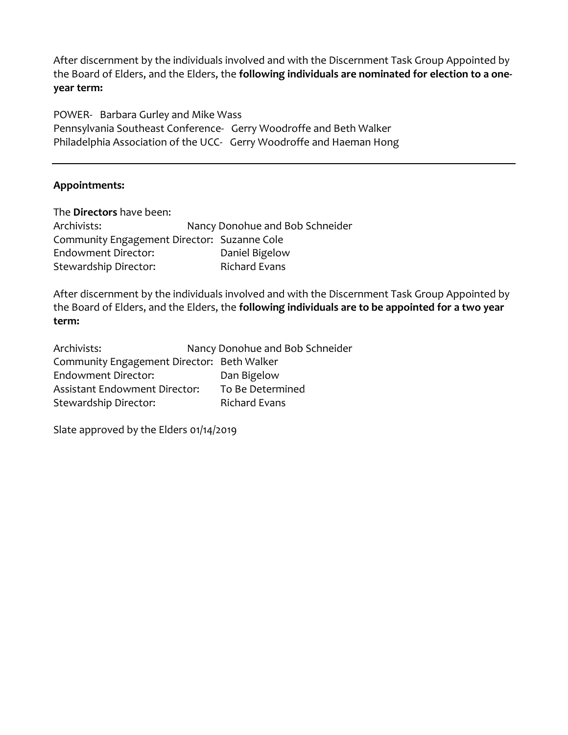After discernment by the individuals involved and with the Discernment Task Group Appointed by the Board of Elders, and the Elders, the **following individuals are nominated for election to a one-year term:**

POWER- Barbara Gurley and Mike Wass
Pennsylvania Southeast Conference- Gerry Woodroffe and Beth Walker
Philadelphia Association of the UCC- Gerry Woodroffe and Haeman Hong

---

**Appointments:**

The **Directors** have been:

| | |
|---|---|
| Archivists: | Nancy Donohue and Bob Schneider |
| Community Engagement Director: | Suzanne Cole |
| Endowment Director: | Daniel Bigelow |
| Stewardship Director: | Richard Evans |

After discernment by the individuals involved and with the Discernment Task Group Appointed by the Board of Elders, and the Elders, the **following individuals are to be appointed for a two year term:**

| | |
|---|---|
| Archivists: | Nancy Donohue and Bob Schneider |
| Community Engagement Director: | Beth Walker |
| Endowment Director: | Dan Bigelow |
| Assistant Endowment Director: | To Be Determined |
| Stewardship Director: | Richard Evans |

Slate approved by the Elders 01/14/2019